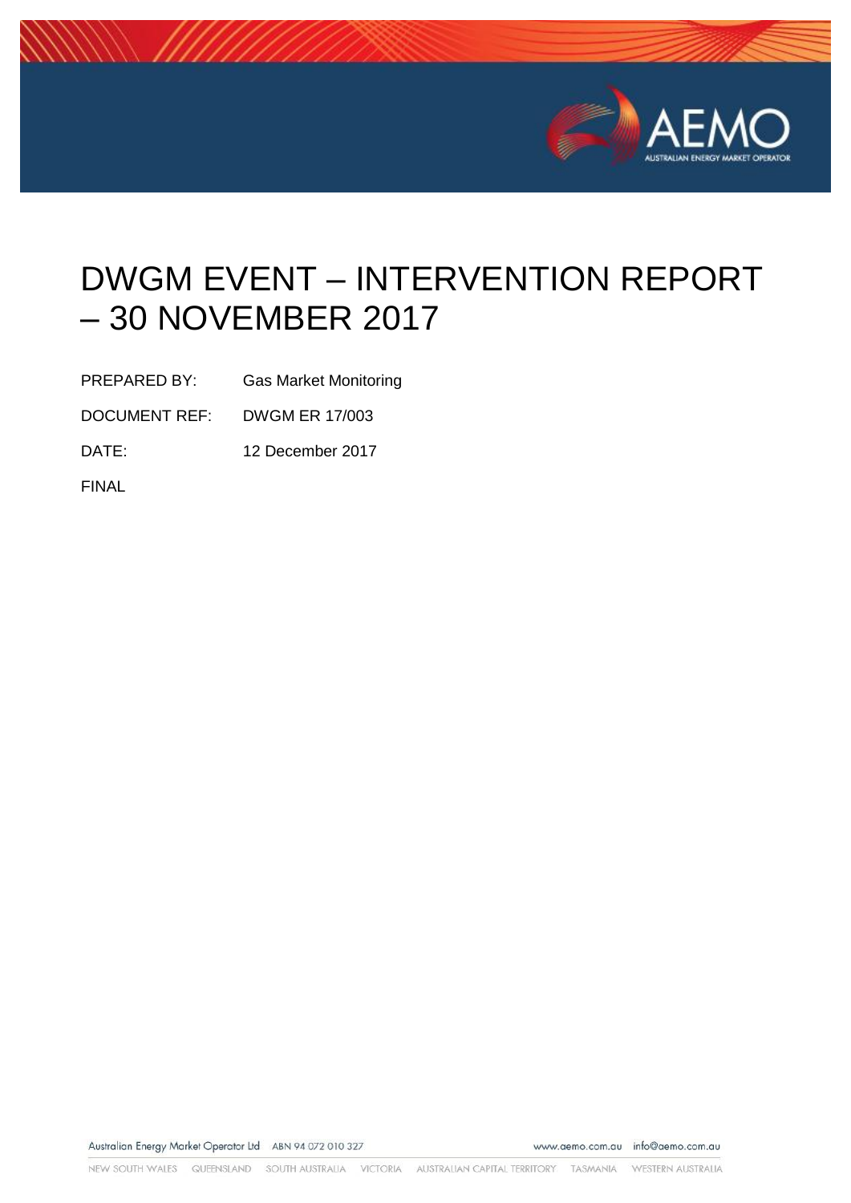# DWGM EVENT – INTERVENTION REPORT – 30 NOVEMBER 2017

PREPARED BY: Gas Market Monitoring

DOCUMENT REF: DWGM ER 17/003

DATE: 12 December 2017

FINAL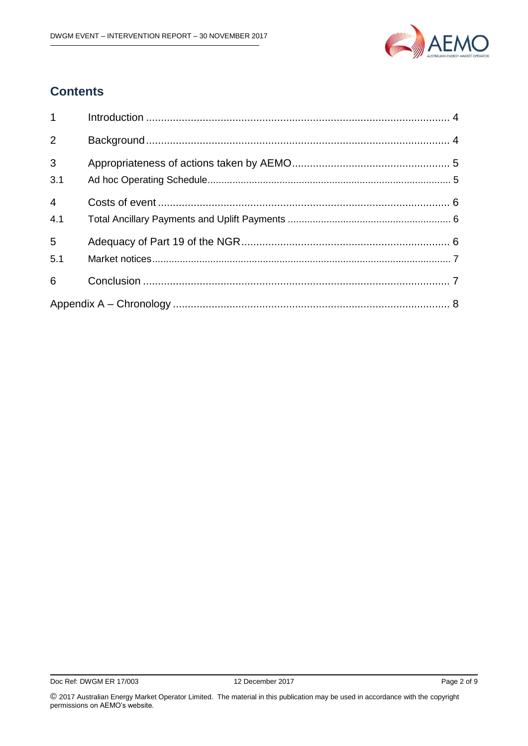## Contents

| | | |
|---|---|---|
| 1 | Introduction | 4 |
| 2 | Background | 4 |
| 3 | Appropriateness of actions taken by AEMO | 5 |
| 3.1 | Ad hoc Operating Schedule | 5 |
| 4 | Costs of event | 6 |
| 4.1 | Total Ancillary Payments and Uplift Payments | 6 |
| 5 | Adequacy of Part 19 of the NGR | 6 |
| 5.1 | Market notices | 7 |
| 6 | Conclusion | 7 |
| Appendix A – Chronology | | 8 |

© 2017 Australian Energy Market Operator Limited. The material in this publication may be used in accordance with the copyright permissions on AEMO's website.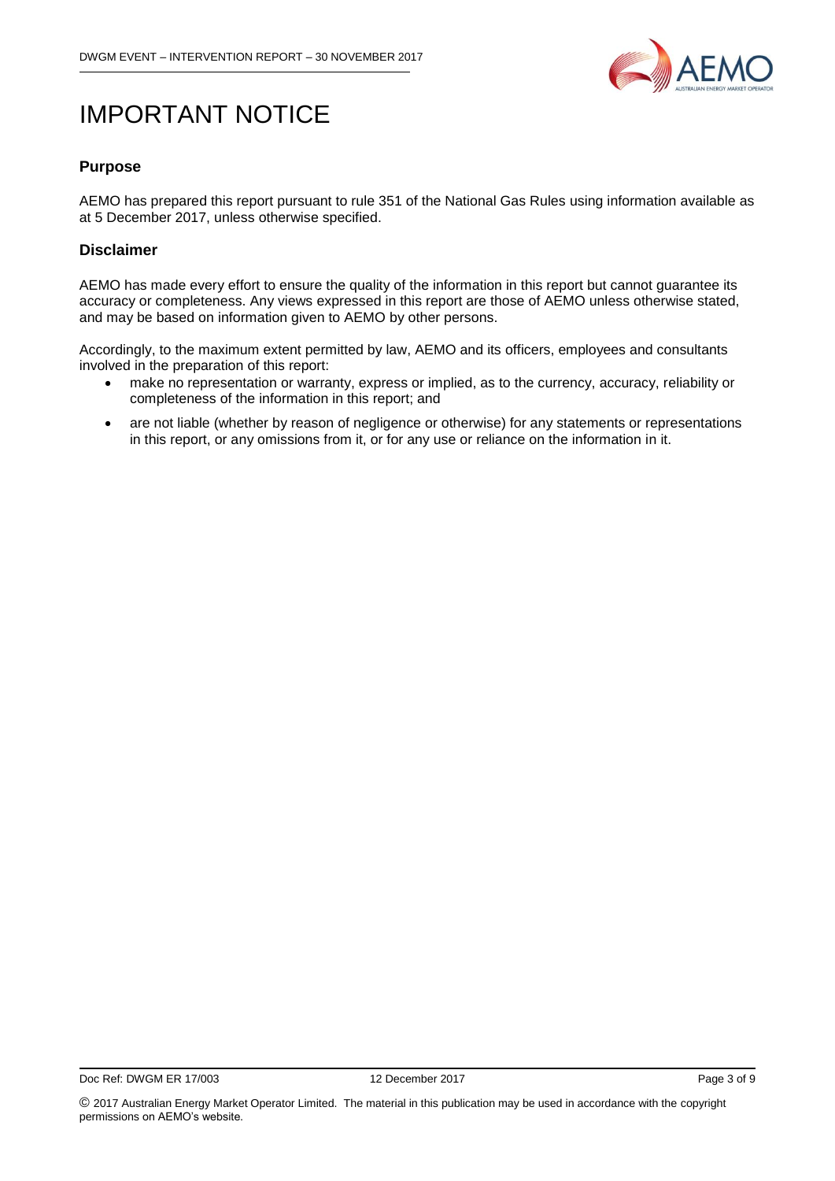# IMPORTANT NOTICE

## Purpose

AEMO has prepared this report pursuant to rule 351 of the National Gas Rules using information available as at 5 December 2017, unless otherwise specified.

## Disclaimer

AEMO has made every effort to ensure the quality of the information in this report but cannot guarantee its accuracy or completeness. Any views expressed in this report are those of AEMO unless otherwise stated, and may be based on information given to AEMO by other persons.

Accordingly, to the maximum extent permitted by law, AEMO and its officers, employees and consultants involved in the preparation of this report:

- make no representation or warranty, express or implied, as to the currency, accuracy, reliability or completeness of the information in this report; and
- are not liable (whether by reason of negligence or otherwise) for any statements or representations in this report, or any omissions from it, or for any use or reliance on the information in it.

© 2017 Australian Energy Market Operator Limited. The material in this publication may be used in accordance with the copyright permissions on AEMO's website.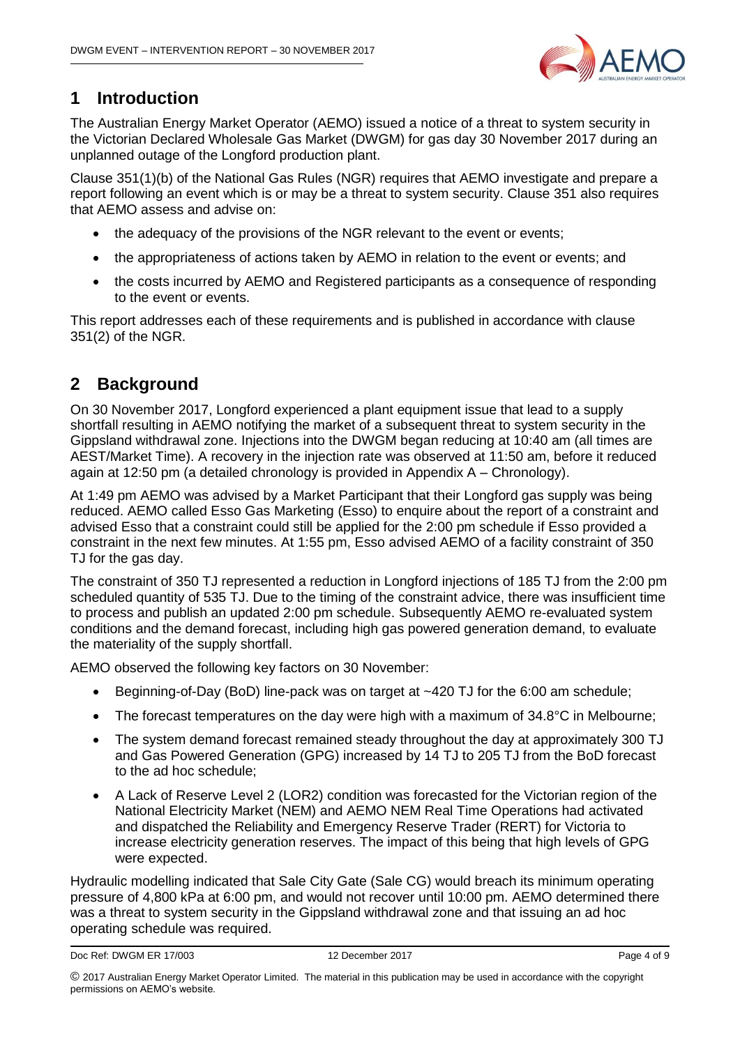# 1 Introduction

The Australian Energy Market Operator (AEMO) issued a notice of a threat to system security in the Victorian Declared Wholesale Gas Market (DWGM) for gas day 30 November 2017 during an unplanned outage of the Longford production plant.

Clause 351(1)(b) of the National Gas Rules (NGR) requires that AEMO investigate and prepare a report following an event which is or may be a threat to system security. Clause 351 also requires that AEMO assess and advise on:

- the adequacy of the provisions of the NGR relevant to the event or events;
- the appropriateness of actions taken by AEMO in relation to the event or events; and
- the costs incurred by AEMO and Registered participants as a consequence of responding to the event or events.

This report addresses each of these requirements and is published in accordance with clause 351(2) of the NGR.

# 2 Background

On 30 November 2017, Longford experienced a plant equipment issue that lead to a supply shortfall resulting in AEMO notifying the market of a subsequent threat to system security in the Gippsland withdrawal zone. Injections into the DWGM began reducing at 10:40 am (all times are AEST/Market Time). A recovery in the injection rate was observed at 11:50 am, before it reduced again at 12:50 pm (a detailed chronology is provided in Appendix A – Chronology).

At 1:49 pm AEMO was advised by a Market Participant that their Longford gas supply was being reduced. AEMO called Esso Gas Marketing (Esso) to enquire about the report of a constraint and advised Esso that a constraint could still be applied for the 2:00 pm schedule if Esso provided a constraint in the next few minutes. At 1:55 pm, Esso advised AEMO of a facility constraint of 350 TJ for the gas day.

The constraint of 350 TJ represented a reduction in Longford injections of 185 TJ from the 2:00 pm scheduled quantity of 535 TJ. Due to the timing of the constraint advice, there was insufficient time to process and publish an updated 2:00 pm schedule. Subsequently AEMO re-evaluated system conditions and the demand forecast, including high gas powered generation demand, to evaluate the materiality of the supply shortfall.

AEMO observed the following key factors on 30 November:

- Beginning-of-Day (BoD) line-pack was on target at ~420 TJ for the 6:00 am schedule;
- The forecast temperatures on the day were high with a maximum of 34.8°C in Melbourne;
- The system demand forecast remained steady throughout the day at approximately 300 TJ and Gas Powered Generation (GPG) increased by 14 TJ to 205 TJ from the BoD forecast to the ad hoc schedule;
- A Lack of Reserve Level 2 (LOR2) condition was forecasted for the Victorian region of the National Electricity Market (NEM) and AEMO NEM Real Time Operations had activated and dispatched the Reliability and Emergency Reserve Trader (RERT) for Victoria to increase electricity generation reserves. The impact of this being that high levels of GPG were expected.

Hydraulic modelling indicated that Sale City Gate (Sale CG) would breach its minimum operating pressure of 4,800 kPa at 6:00 pm, and would not recover until 10:00 pm. AEMO determined there was a threat to system security in the Gippsland withdrawal zone and that issuing an ad hoc operating schedule was required.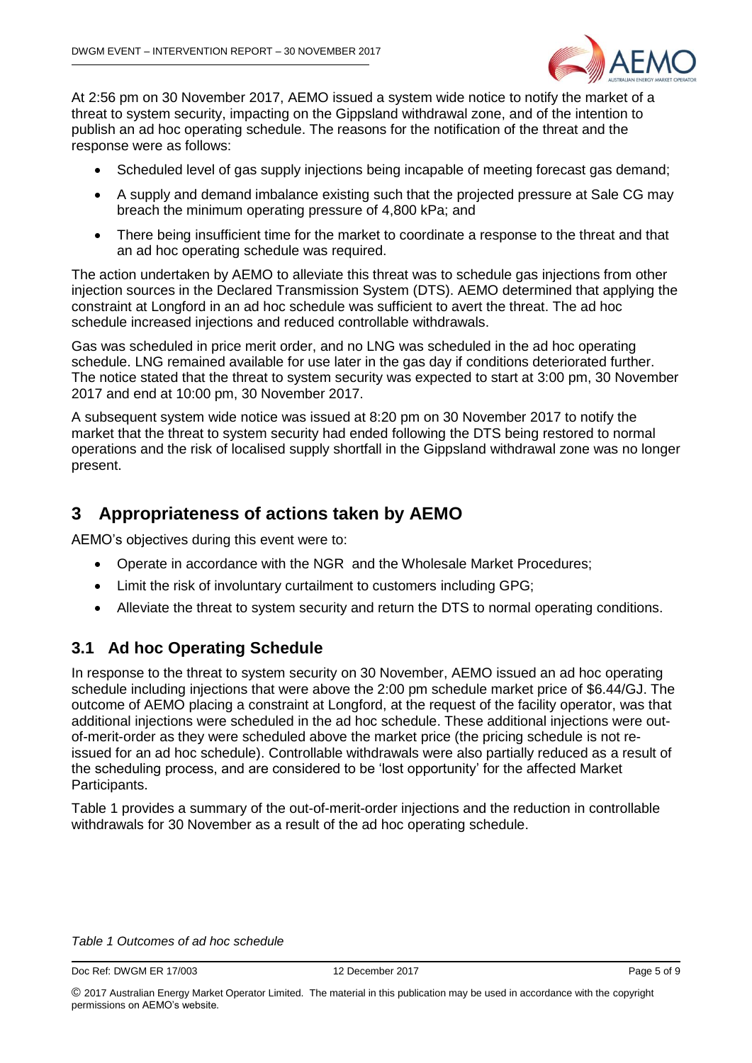At 2:56 pm on 30 November 2017, AEMO issued a system wide notice to notify the market of a threat to system security, impacting on the Gippsland withdrawal zone, and of the intention to publish an ad hoc operating schedule. The reasons for the notification of the threat and the response were as follows:

- Scheduled level of gas supply injections being incapable of meeting forecast gas demand;
- A supply and demand imbalance existing such that the projected pressure at Sale CG may breach the minimum operating pressure of 4,800 kPa; and
- There being insufficient time for the market to coordinate a response to the threat and that an ad hoc operating schedule was required.

The action undertaken by AEMO to alleviate this threat was to schedule gas injections from other injection sources in the Declared Transmission System (DTS). AEMO determined that applying the constraint at Longford in an ad hoc schedule was sufficient to avert the threat. The ad hoc schedule increased injections and reduced controllable withdrawals.

Gas was scheduled in price merit order, and no LNG was scheduled in the ad hoc operating schedule. LNG remained available for use later in the gas day if conditions deteriorated further. The notice stated that the threat to system security was expected to start at 3:00 pm, 30 November 2017 and end at 10:00 pm, 30 November 2017.

A subsequent system wide notice was issued at 8:20 pm on 30 November 2017 to notify the market that the threat to system security had ended following the DTS being restored to normal operations and the risk of localised supply shortfall in the Gippsland withdrawal zone was no longer present.

# 3 Appropriateness of actions taken by AEMO

AEMO's objectives during this event were to:

- Operate in accordance with the NGR and the Wholesale Market Procedures;
- Limit the risk of involuntary curtailment to customers including GPG;
- Alleviate the threat to system security and return the DTS to normal operating conditions.

## 3.1 Ad hoc Operating Schedule

In response to the threat to system security on 30 November, AEMO issued an ad hoc operating schedule including injections that were above the 2:00 pm schedule market price of $6.44/GJ. The outcome of AEMO placing a constraint at Longford, at the request of the facility operator, was that additional injections were scheduled in the ad hoc schedule. These additional injections were out-of-merit-order as they were scheduled above the market price (the pricing schedule is not re-issued for an ad hoc schedule). Controllable withdrawals were also partially reduced as a result of the scheduling process, and are considered to be 'lost opportunity' for the affected Market Participants.

Table 1 provides a summary of the out-of-merit-order injections and the reduction in controllable withdrawals for 30 November as a result of the ad hoc operating schedule.

*Table 1 Outcomes of ad hoc schedule*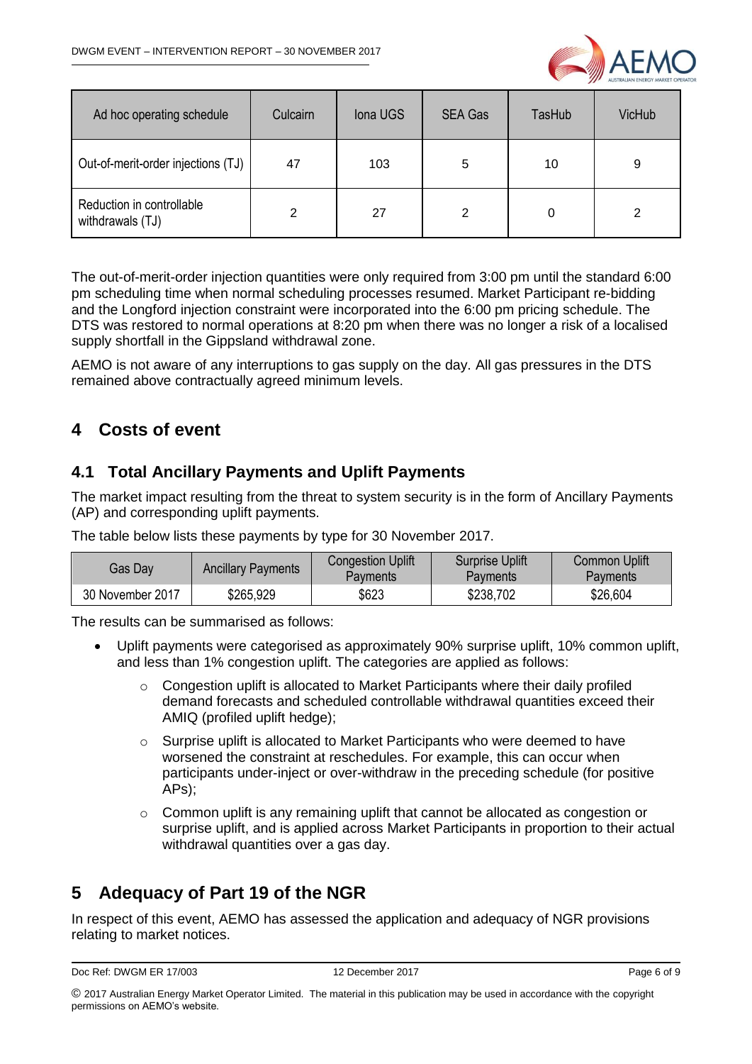| Ad hoc operating schedule | Culcairn | Iona UGS | SEA Gas | TasHub | VicHub |
| --- | --- | --- | --- | --- | --- |
| Out-of-merit-order injections (TJ) | 47 | 103 | 5 | 10 | 9 |
| Reduction in controllable withdrawals (TJ) | 2 | 27 | 2 | 0 | 2 |

The out-of-merit-order injection quantities were only required from 3:00 pm until the standard 6:00 pm scheduling time when normal scheduling processes resumed. Market Participant re-bidding and the Longford injection constraint were incorporated into the 6:00 pm pricing schedule. The DTS was restored to normal operations at 8:20 pm when there was no longer a risk of a localised supply shortfall in the Gippsland withdrawal zone.

AEMO is not aware of any interruptions to gas supply on the day. All gas pressures in the DTS remained above contractually agreed minimum levels.

# 4 Costs of event

## 4.1 Total Ancillary Payments and Uplift Payments

The market impact resulting from the threat to system security is in the form of Ancillary Payments (AP) and corresponding uplift payments.

The table below lists these payments by type for 30 November 2017.

| Gas Day | Ancillary Payments | Congestion Uplift Payments | Surprise Uplift Payments | Common Uplift Payments |
| --- | --- | --- | --- | --- |
| 30 November 2017 | $265,929 | $623 | $238,702 | $26,604 |

The results can be summarised as follows:

- Uplift payments were categorised as approximately 90% surprise uplift, 10% common uplift, and less than 1% congestion uplift. The categories are applied as follows:
  - Congestion uplift is allocated to Market Participants where their daily profiled demand forecasts and scheduled controllable withdrawal quantities exceed their AMIQ (profiled uplift hedge);
  - Surprise uplift is allocated to Market Participants who were deemed to have worsened the constraint at reschedules. For example, this can occur when participants under-inject or over-withdraw in the preceding schedule (for positive APs);
  - Common uplift is any remaining uplift that cannot be allocated as congestion or surprise uplift, and is applied across Market Participants in proportion to their actual withdrawal quantities over a gas day.

# 5 Adequacy of Part 19 of the NGR

In respect of this event, AEMO has assessed the application and adequacy of NGR provisions relating to market notices.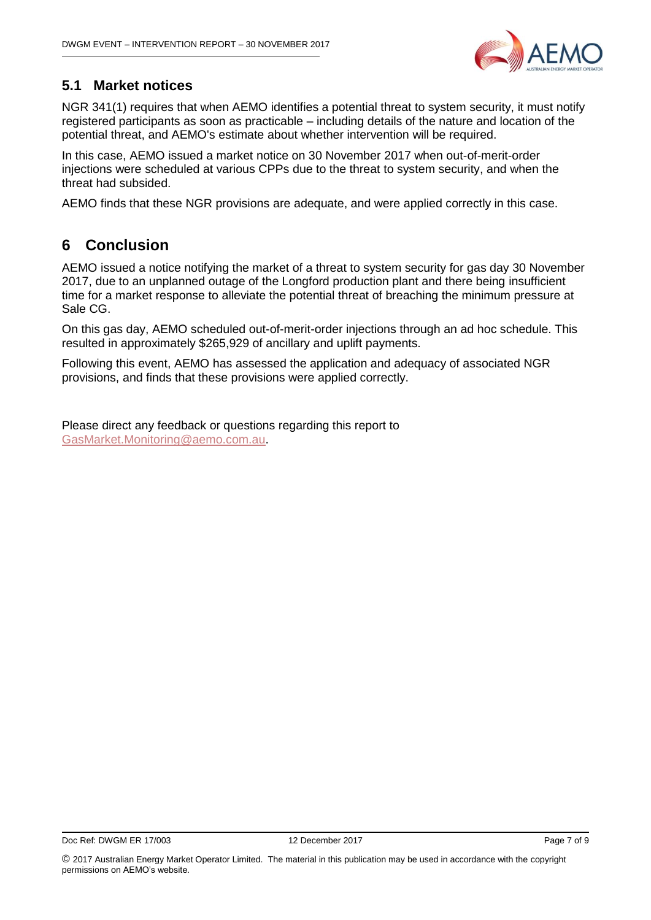## 5.1 Market notices

NGR 341(1) requires that when AEMO identifies a potential threat to system security, it must notify registered participants as soon as practicable – including details of the nature and location of the potential threat, and AEMO's estimate about whether intervention will be required.

In this case, AEMO issued a market notice on 30 November 2017 when out-of-merit-order injections were scheduled at various CPPs due to the threat to system security, and when the threat had subsided.

AEMO finds that these NGR provisions are adequate, and were applied correctly in this case.

# 6 Conclusion

AEMO issued a notice notifying the market of a threat to system security for gas day 30 November 2017, due to an unplanned outage of the Longford production plant and there being insufficient time for a market response to alleviate the potential threat of breaching the minimum pressure at Sale CG.

On this gas day, AEMO scheduled out-of-merit-order injections through an ad hoc schedule. This resulted in approximately $265,929 of ancillary and uplift payments.

Following this event, AEMO has assessed the application and adequacy of associated NGR provisions, and finds that these provisions were applied correctly.

Please direct any feedback or questions regarding this report to GasMarket.Monitoring@aemo.com.au.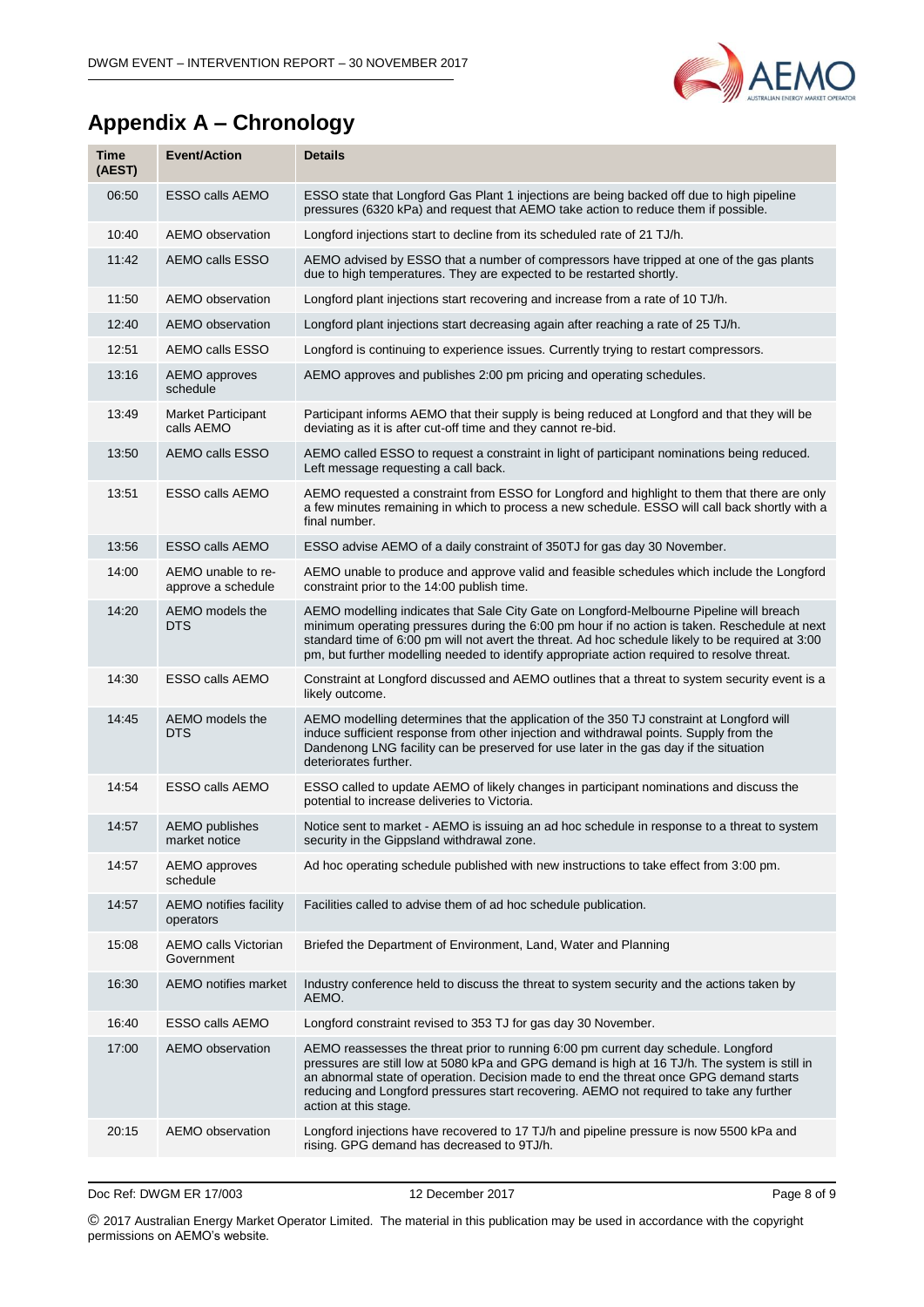# Appendix A – Chronology

| Time (AEST) | Event/Action | Details |
|---|---|---|
| 06:50 | ESSO calls AEMO | ESSO state that Longford Gas Plant 1 injections are being backed off due to high pipeline pressures (6320 kPa) and request that AEMO take action to reduce them if possible. |
| 10:40 | AEMO observation | Longford injections start to decline from its scheduled rate of 21 TJ/h. |
| 11:42 | AEMO calls ESSO | AEMO advised by ESSO that a number of compressors have tripped at one of the gas plants due to high temperatures. They are expected to be restarted shortly. |
| 11:50 | AEMO observation | Longford plant injections start recovering and increase from a rate of 10 TJ/h. |
| 12:40 | AEMO observation | Longford plant injections start decreasing again after reaching a rate of 25 TJ/h. |
| 12:51 | AEMO calls ESSO | Longford is continuing to experience issues. Currently trying to restart compressors. |
| 13:16 | AEMO approves schedule | AEMO approves and publishes 2:00 pm pricing and operating schedules. |
| 13:49 | Market Participant calls AEMO | Participant informs AEMO that their supply is being reduced at Longford and that they will be deviating as it is after cut-off time and they cannot re-bid. |
| 13:50 | AEMO calls ESSO | AEMO called ESSO to request a constraint in light of participant nominations being reduced. Left message requesting a call back. |
| 13:51 | ESSO calls AEMO | AEMO requested a constraint from ESSO for Longford and highlight to them that there are only a few minutes remaining in which to process a new schedule. ESSO will call back shortly with a final number. |
| 13:56 | ESSO calls AEMO | ESSO advise AEMO of a daily constraint of 350TJ for gas day 30 November. |
| 14:00 | AEMO unable to re-approve a schedule | AEMO unable to produce and approve valid and feasible schedules which include the Longford constraint prior to the 14:00 publish time. |
| 14:20 | AEMO models the DTS | AEMO modelling indicates that Sale City Gate on Longford-Melbourne Pipeline will breach minimum operating pressures during the 6:00 pm hour if no action is taken. Reschedule at next standard time of 6:00 pm will not avert the threat. Ad hoc schedule likely to be required at 3:00 pm, but further modelling needed to identify appropriate action required to resolve threat. |
| 14:30 | ESSO calls AEMO | Constraint at Longford discussed and AEMO outlines that a threat to system security event is a likely outcome. |
| 14:45 | AEMO models the DTS | AEMO modelling determines that the application of the 350 TJ constraint at Longford will induce sufficient response from other injection and withdrawal points. Supply from the Dandenong LNG facility can be preserved for use later in the gas day if the situation deteriorates further. |
| 14:54 | ESSO calls AEMO | ESSO called to update AEMO of likely changes in participant nominations and discuss the potential to increase deliveries to Victoria. |
| 14:57 | AEMO publishes market notice | Notice sent to market - AEMO is issuing an ad hoc schedule in response to a threat to system security in the Gippsland withdrawal zone. |
| 14:57 | AEMO approves schedule | Ad hoc operating schedule published with new instructions to take effect from 3:00 pm. |
| 14:57 | AEMO notifies facility operators | Facilities called to advise them of ad hoc schedule publication. |
| 15:08 | AEMO calls Victorian Government | Briefed the Department of Environment, Land, Water and Planning |
| 16:30 | AEMO notifies market | Industry conference held to discuss the threat to system security and the actions taken by AEMO. |
| 16:40 | ESSO calls AEMO | Longford constraint revised to 353 TJ for gas day 30 November. |
| 17:00 | AEMO observation | AEMO reassesses the threat prior to running 6:00 pm current day schedule. Longford pressures are still low at 5080 kPa and GPG demand is high at 16 TJ/h. The system is still in an abnormal state of operation. Decision made to end the threat once GPG demand starts reducing and Longford pressures start recovering. AEMO not required to take any further action at this stage. |
| 20:15 | AEMO observation | Longford injections have recovered to 17 TJ/h and pipeline pressure is now 5500 kPa and rising. GPG demand has decreased to 9TJ/h. |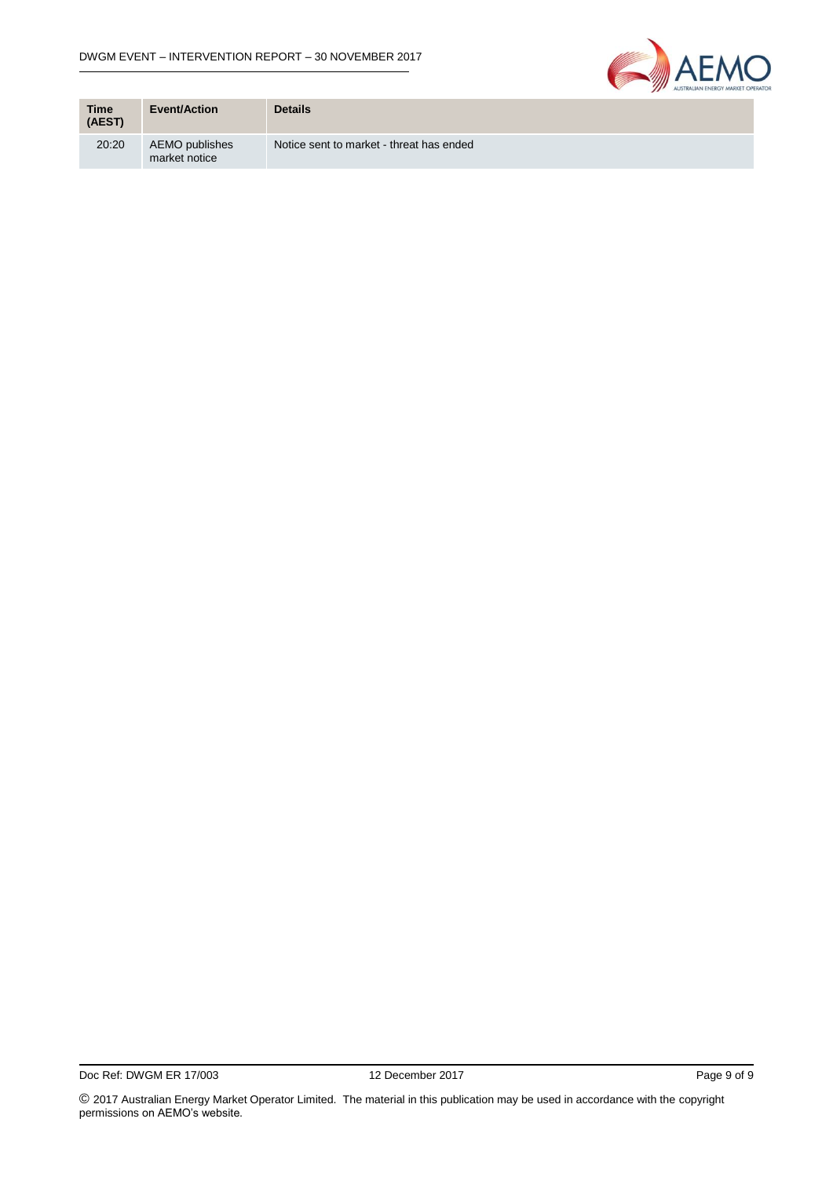| Time (AEST) | Event/Action | Details |
| --- | --- | --- |
| 20:20 | AEMO publishes market notice | Notice sent to market - threat has ended |

© 2017 Australian Energy Market Operator Limited. The material in this publication may be used in accordance with the copyright permissions on AEMO's website.